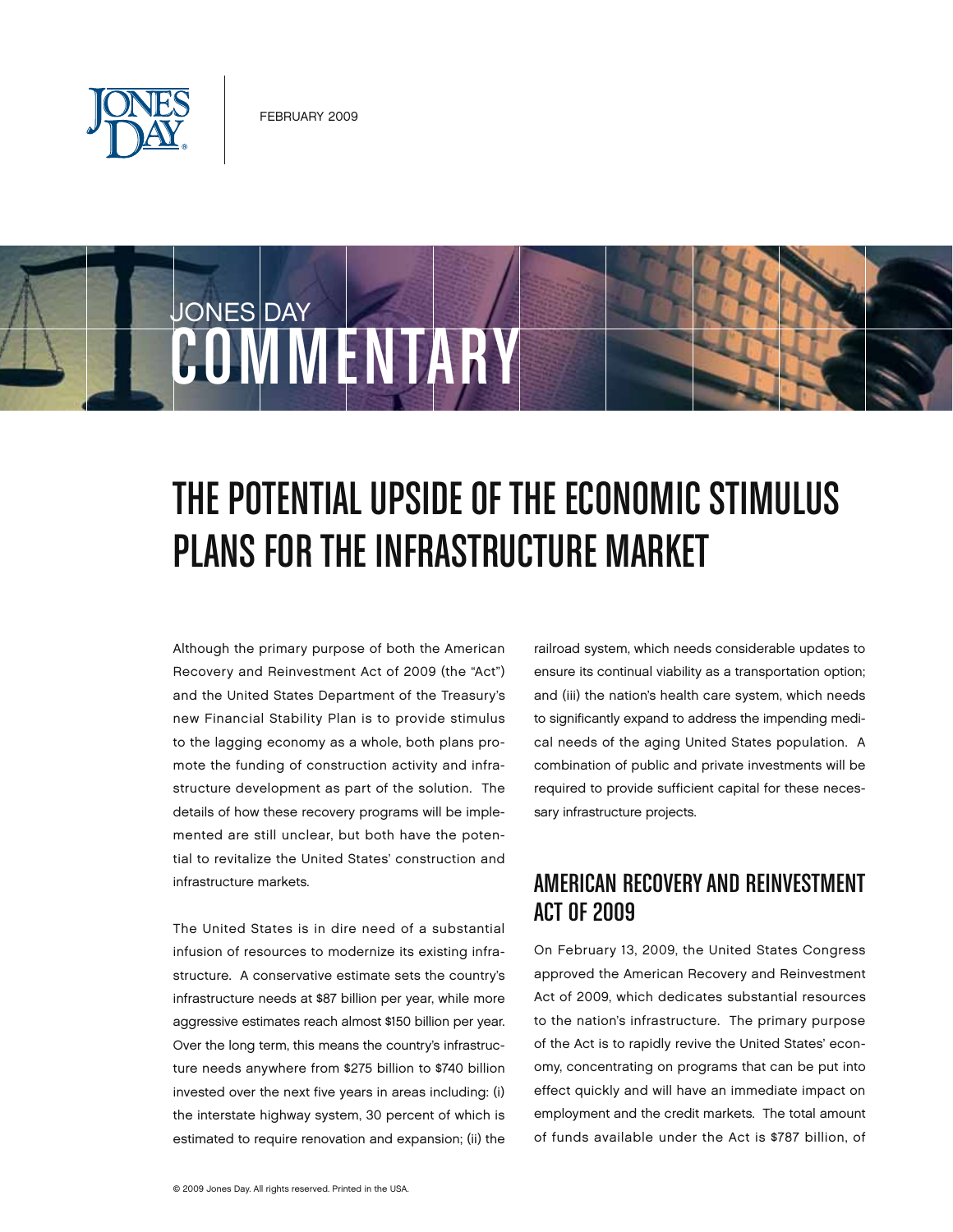FEBRUARY 2009

JONES DAY

COMMENTARY

# THE POTENTIAL UPSIDE OF THE ECONOMIC STIMULUS PLANS FOR THE INFRASTRUCTURE MARKET

Although the primary purpose of both the American Recovery and Reinvestment Act of 2009 (the "Act") and the United States Department of the Treasury's new Financial Stability Plan is to provide stimulus to the lagging economy as a whole, both plans promote the funding of construction activity and infrastructure development as part of the solution. The details of how these recovery programs will be implemented are still unclear, but both have the potential to revitalize the United States' construction and infrastructure markets.

The United States is in dire need of a substantial infusion of resources to modernize its existing infrastructure. A conservative estimate sets the country's infrastructure needs at $87 billion per year, while more aggressive estimates reach almost $150 billion per year. Over the long term, this means the country's infrastructure needs anywhere from $275 billion to $740 billion invested over the next five years in areas including: (i) the interstate highway system, 30 percent of which is estimated to require renovation and expansion; (ii) the railroad system, which needs considerable updates to ensure its continual viability as a transportation option; and (iii) the nation's health care system, which needs to significantly expand to address the impending medical needs of the aging United States population. A combination of public and private investments will be required to provide sufficient capital for these necessary infrastructure projects.

## AMERICAN RECOVERY AND REINVESTMENT ACT OF 2009

On February 13, 2009, the United States Congress approved the American Recovery and Reinvestment Act of 2009, which dedicates substantial resources to the nation's infrastructure. The primary purpose of the Act is to rapidly revive the United States' economy, concentrating on programs that can be put into effect quickly and will have an immediate impact on employment and the credit markets. The total amount of funds available under the Act is $787 billion, of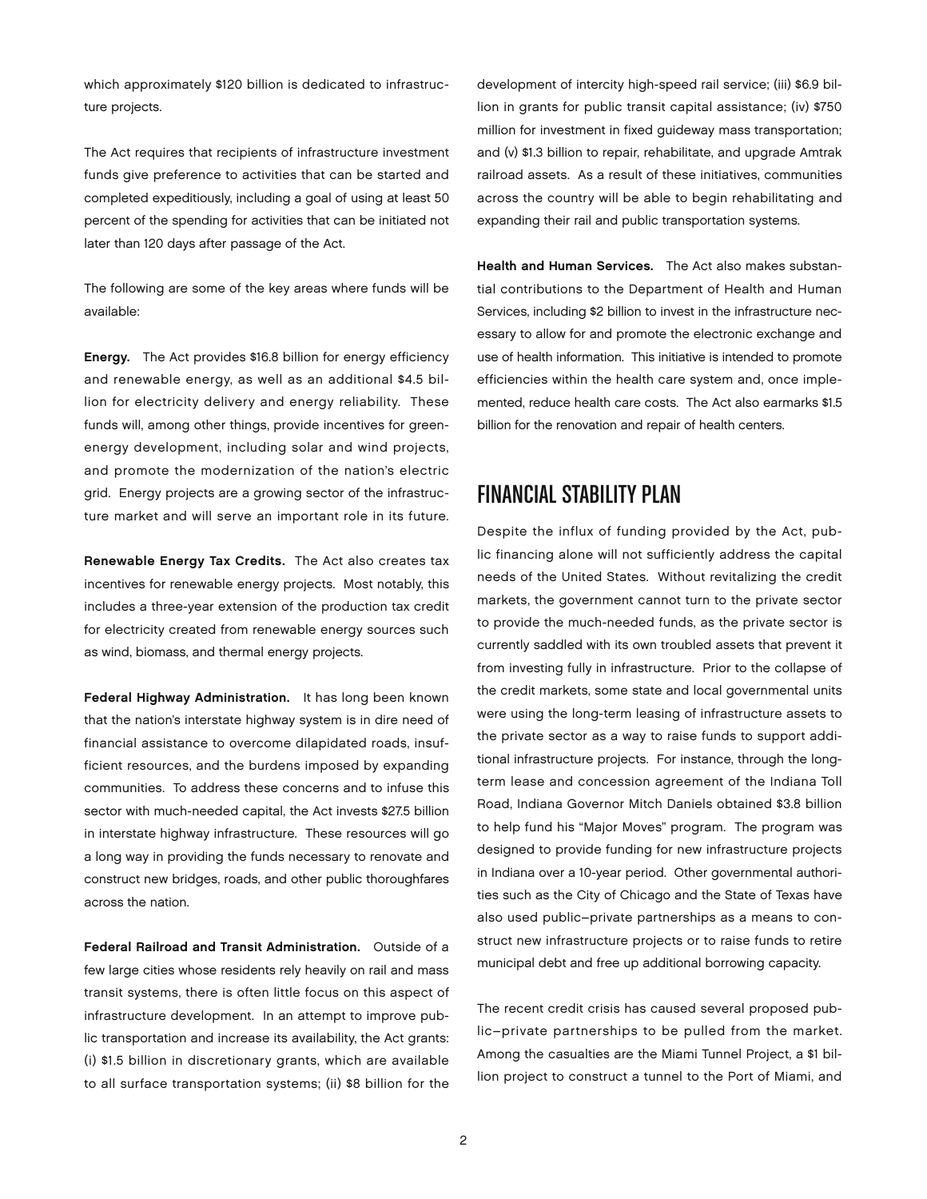which approximately $120 billion is dedicated to infrastructure projects.

The Act requires that recipients of infrastructure investment funds give preference to activities that can be started and completed expeditiously, including a goal of using at least 50 percent of the spending for activities that can be initiated not later than 120 days after passage of the Act.

The following are some of the key areas where funds will be available:

**Energy.** The Act provides $16.8 billion for energy efficiency and renewable energy, as well as an additional $4.5 billion for electricity delivery and energy reliability. These funds will, among other things, provide incentives for green-energy development, including solar and wind projects, and promote the modernization of the nation's electric grid. Energy projects are a growing sector of the infrastructure market and will serve an important role in its future.

**Renewable Energy Tax Credits.** The Act also creates tax incentives for renewable energy projects. Most notably, this includes a three-year extension of the production tax credit for electricity created from renewable energy sources such as wind, biomass, and thermal energy projects.

**Federal Highway Administration.** It has long been known that the nation's interstate highway system is in dire need of financial assistance to overcome dilapidated roads, insufficient resources, and the burdens imposed by expanding communities. To address these concerns and to infuse this sector with much-needed capital, the Act invests $27.5 billion in interstate highway infrastructure. These resources will go a long way in providing the funds necessary to renovate and construct new bridges, roads, and other public thoroughfares across the nation.

**Federal Railroad and Transit Administration.** Outside of a few large cities whose residents rely heavily on rail and mass transit systems, there is often little focus on this aspect of infrastructure development. In an attempt to improve public transportation and increase its availability, the Act grants: (i) $1.5 billion in discretionary grants, which are available to all surface transportation systems; (ii) $8 billion for the development of intercity high-speed rail service; (iii) $6.9 billion in grants for public transit capital assistance; (iv) $750 million for investment in fixed guideway mass transportation; and (v) $1.3 billion to repair, rehabilitate, and upgrade Amtrak railroad assets. As a result of these initiatives, communities across the country will be able to begin rehabilitating and expanding their rail and public transportation systems.

**Health and Human Services.** The Act also makes substantial contributions to the Department of Health and Human Services, including $2 billion to invest in the infrastructure necessary to allow for and promote the electronic exchange and use of health information. This initiative is intended to promote efficiencies within the health care system and, once implemented, reduce health care costs. The Act also earmarks $1.5 billion for the renovation and repair of health centers.

## FINANCIAL STABILITY PLAN

Despite the influx of funding provided by the Act, public financing alone will not sufficiently address the capital needs of the United States. Without revitalizing the credit markets, the government cannot turn to the private sector to provide the much-needed funds, as the private sector is currently saddled with its own troubled assets that prevent it from investing fully in infrastructure. Prior to the collapse of the credit markets, some state and local governmental units were using the long-term leasing of infrastructure assets to the private sector as a way to raise funds to support additional infrastructure projects. For instance, through the long-term lease and concession agreement of the Indiana Toll Road, Indiana Governor Mitch Daniels obtained $3.8 billion to help fund his "Major Moves" program. The program was designed to provide funding for new infrastructure projects in Indiana over a 10-year period. Other governmental authorities such as the City of Chicago and the State of Texas have also used public–private partnerships as a means to construct new infrastructure projects or to raise funds to retire municipal debt and free up additional borrowing capacity.

The recent credit crisis has caused several proposed public–private partnerships to be pulled from the market. Among the casualties are the Miami Tunnel Project, a $1 billion project to construct a tunnel to the Port of Miami, and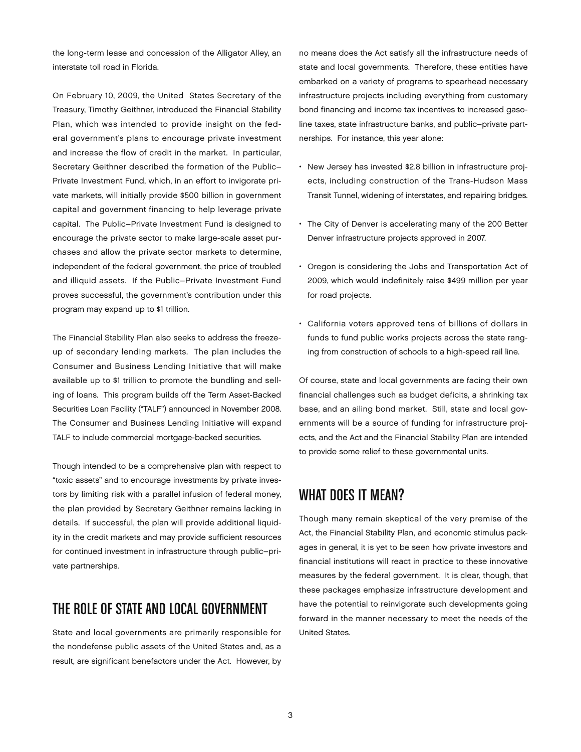the long-term lease and concession of the Alligator Alley, an interstate toll road in Florida.

On February 10, 2009, the United States Secretary of the Treasury, Timothy Geithner, introduced the Financial Stability Plan, which was intended to provide insight on the federal government's plans to encourage private investment and increase the flow of credit in the market. In particular, Secretary Geithner described the formation of the Public–Private Investment Fund, which, in an effort to invigorate private markets, will initially provide $500 billion in government capital and government financing to help leverage private capital. The Public–Private Investment Fund is designed to encourage the private sector to make large-scale asset purchases and allow the private sector markets to determine, independent of the federal government, the price of troubled and illiquid assets. If the Public–Private Investment Fund proves successful, the government's contribution under this program may expand up to $1 trillion.

The Financial Stability Plan also seeks to address the freeze-up of secondary lending markets. The plan includes the Consumer and Business Lending Initiative that will make available up to $1 trillion to promote the bundling and selling of loans. This program builds off the Term Asset-Backed Securities Loan Facility ("TALF") announced in November 2008. The Consumer and Business Lending Initiative will expand TALF to include commercial mortgage-backed securities.

Though intended to be a comprehensive plan with respect to "toxic assets" and to encourage investments by private investors by limiting risk with a parallel infusion of federal money, the plan provided by Secretary Geithner remains lacking in details. If successful, the plan will provide additional liquidity in the credit markets and may provide sufficient resources for continued investment in infrastructure through public–private partnerships.

## THE ROLE OF STATE AND LOCAL GOVERNMENT

State and local governments are primarily responsible for the nondefense public assets of the United States and, as a result, are significant benefactors under the Act. However, by no means does the Act satisfy all the infrastructure needs of state and local governments. Therefore, these entities have embarked on a variety of programs to spearhead necessary infrastructure projects including everything from customary bond financing and income tax incentives to increased gasoline taxes, state infrastructure banks, and public–private partnerships. For instance, this year alone:

- New Jersey has invested $2.8 billion in infrastructure projects, including construction of the Trans-Hudson Mass Transit Tunnel, widening of interstates, and repairing bridges.
- The City of Denver is accelerating many of the 200 Better Denver infrastructure projects approved in 2007.
- Oregon is considering the Jobs and Transportation Act of 2009, which would indefinitely raise $499 million per year for road projects.
- California voters approved tens of billions of dollars in funds to fund public works projects across the state ranging from construction of schools to a high-speed rail line.

Of course, state and local governments are facing their own financial challenges such as budget deficits, a shrinking tax base, and an ailing bond market. Still, state and local governments will be a source of funding for infrastructure projects, and the Act and the Financial Stability Plan are intended to provide some relief to these governmental units.

## WHAT DOES IT MEAN?

Though many remain skeptical of the very premise of the Act, the Financial Stability Plan, and economic stimulus packages in general, it is yet to be seen how private investors and financial institutions will react in practice to these innovative measures by the federal government. It is clear, though, that these packages emphasize infrastructure development and have the potential to reinvigorate such developments going forward in the manner necessary to meet the needs of the United States.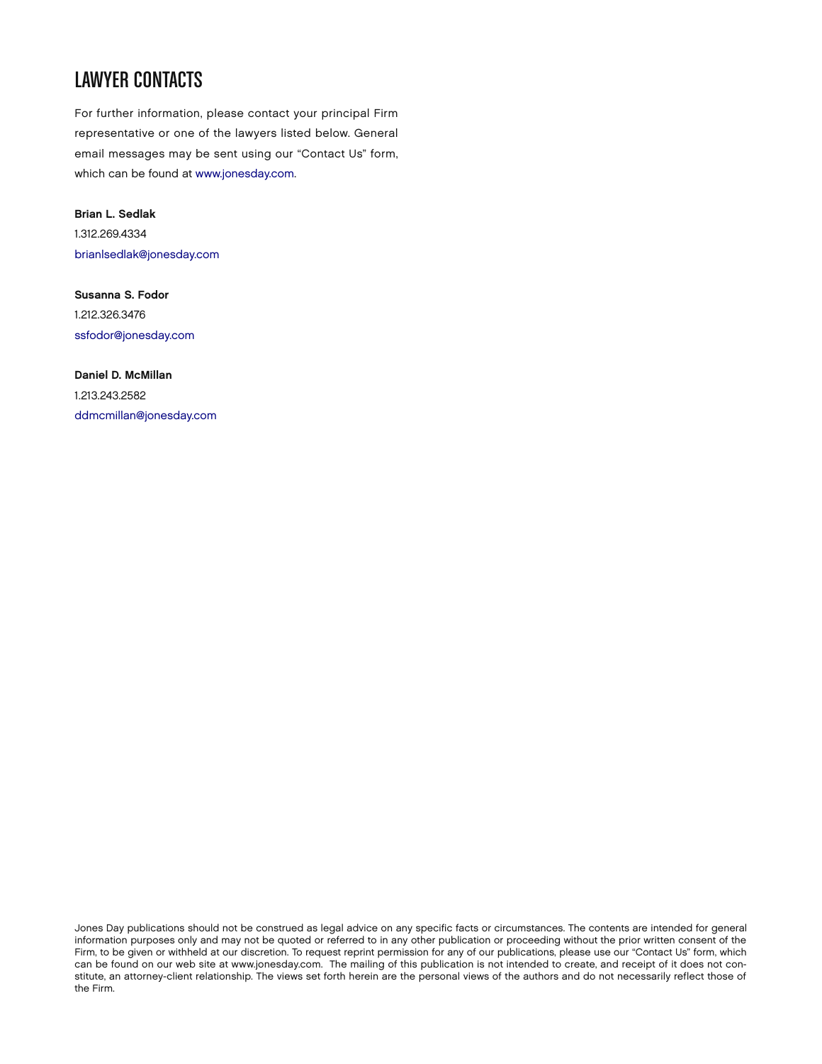## LAWYER CONTACTS

For further information, please contact your principal Firm representative or one of the lawyers listed below. General email messages may be sent using our "Contact Us" form, which can be found at www.jonesday.com.

**Brian L. Sedlak**
1.312.269.4334
brianlsedlak@jonesday.com

**Susanna S. Fodor**
1.212.326.3476
ssfodor@jonesday.com

**Daniel D. McMillan**
1.213.243.2582
ddmcmillan@jonesday.com

Jones Day publications should not be construed as legal advice on any specific facts or circumstances. The contents are intended for general information purposes only and may not be quoted or referred to in any other publication or proceeding without the prior written consent of the Firm, to be given or withheld at our discretion. To request reprint permission for any of our publications, please use our "Contact Us" form, which can be found on our web site at www.jonesday.com. The mailing of this publication is not intended to create, and receipt of it does not constitute, an attorney-client relationship. The views set forth herein are the personal views of the authors and do not necessarily reflect those of the Firm.